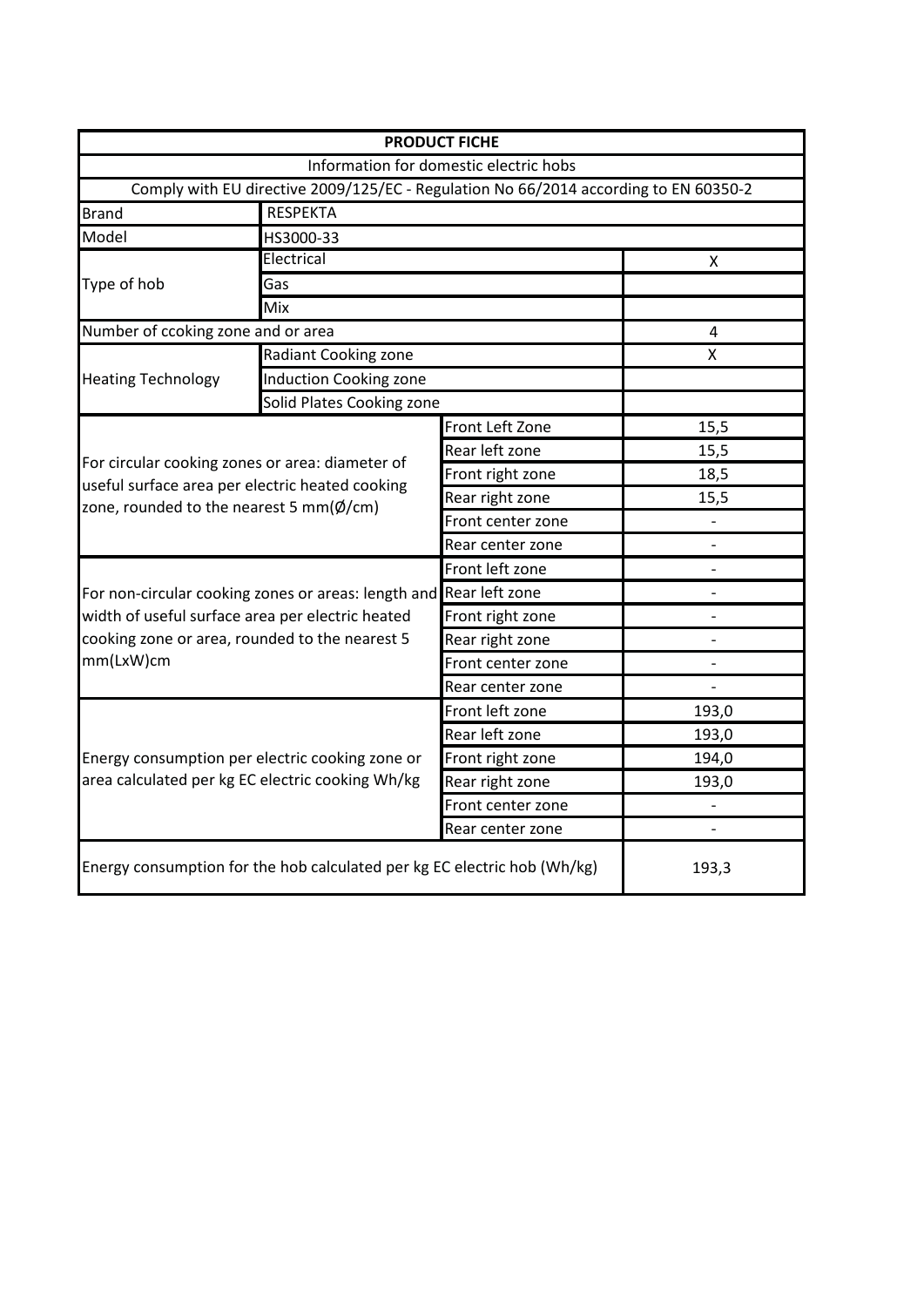| PRODUCT FICHE | | | |
|---|---|---|---|
| Information for domestic electric hobs | | | |
| Comply with EU directive 2009/125/EC - Regulation No 66/2014 according to EN 60350-2 | | | |
| Brand | RESPEKTA | | |
| Model | HS3000-33 | | |
| Type of hob | Electrical | | X |
| | Gas | | |
| | Mix | | |
| Number of ccoking zone and or area | | | 4 |
| Heating Technology | Radiant Cooking zone | | X |
| | Induction Cooking zone | | |
| | Solid Plates Cooking zone | | |
| For circular cooking zones or area: diameter of useful surface area per electric heated cooking zone, rounded to the nearest 5 mm(Ø/cm) | | Front Left Zone | 15,5 |
| | | Rear left zone | 15,5 |
| | | Front right zone | 18,5 |
| | | Rear right zone | 15,5 |
| | | Front center zone | - |
| | | Rear center zone | - |
| For non-circular cooking zones or areas: length and width of useful surface area per electric heated cooking zone or area, rounded to the nearest 5 mm(LxW)cm | | Front left zone | - |
| | | Rear left zone | - |
| | | Front right zone | - |
| | | Rear right zone | - |
| | | Front center zone | - |
| | | Rear center zone | - |
| Energy consumption per electric cooking zone or area calculated per kg EC electric cooking Wh/kg | | Front left zone | 193,0 |
| | | Rear left zone | 193,0 |
| | | Front right zone | 194,0 |
| | | Rear right zone | 193,0 |
| | | Front center zone | - |
| | | Rear center zone | - |
| Energy consumption for the hob calculated per kg EC electric hob (Wh/kg) | | | 193,3 |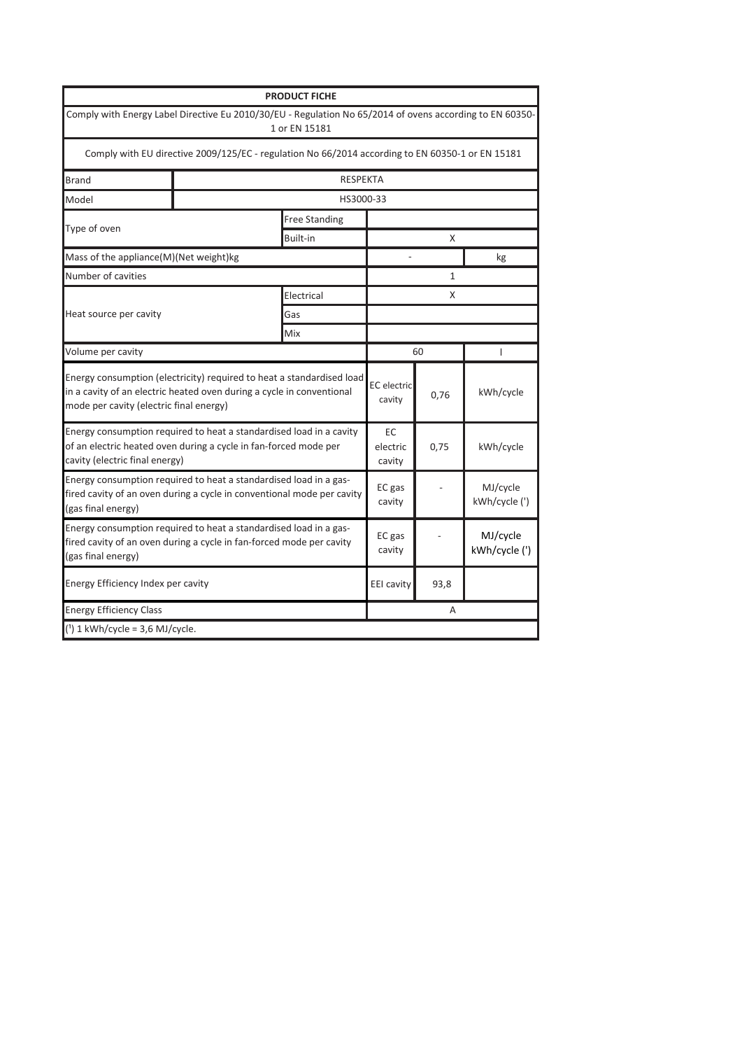| PRODUCT FICHE | | | | |
|---|---|---|---|---|
| Comply with Energy Label Directive Eu 2010/30/EU - Regulation No 65/2014 of ovens according to EN 60350-1 or EN 15181 | | | | |
| Comply with EU directive 2009/125/EC - regulation No 66/2014 according to EN 60350-1 or EN 15181 | | | | |
| Brand | RESPEKTA | | | |
| Model | HS3000-33 | | | |
| Type of oven | Free Standing | | | |
| | Built-in | X | | |
| Mass of the appliance(M)(Net weight)kg | | - | | kg |
| Number of cavities | | 1 | | |
| Heat source per cavity | Electrical | X | | |
| | Gas | | | |
| | Mix | | | |
| Volume per cavity | | 60 | | l |
| Energy consumption (electricity) required to heat a standardised load in a cavity of an electric heated oven during a cycle in conventional mode per cavity (electric final energy) | | EC electric cavity | 0,76 | kWh/cycle |
| Energy consumption required to heat a standardised load in a cavity of an electric heated oven during a cycle in fan-forced mode per cavity (electric final energy) | | EC electric cavity | 0,75 | kWh/cycle |
| Energy consumption required to heat a standardised load in a gas-fired cavity of an oven during a cycle in conventional mode per cavity (gas final energy) | | EC gas cavity | - | MJ/cycle kWh/cycle (') |
| Energy consumption required to heat a standardised load in a gas-fired cavity of an oven during a cycle in fan-forced mode per cavity (gas final energy) | | EC gas cavity | - | MJ/cycle kWh/cycle (') |
| Energy Efficiency Index per cavity | | EEI cavity | 93,8 | |
| Energy Efficiency Class | | A | | |
| (1) 1 kWh/cycle = 3,6 MJ/cycle. | | | | |